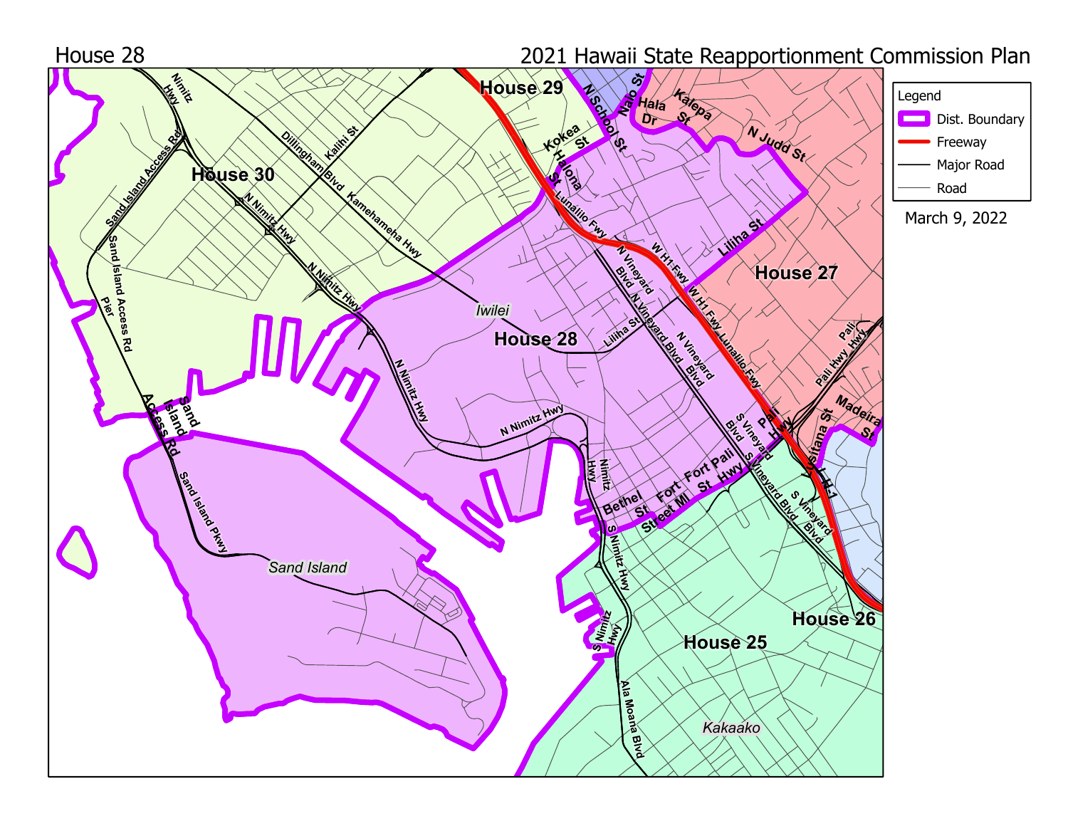# House 28

## 2021 Hawaii State Reapportionment Commission Plan

**Legend**

- Dist. Boundary
- Freeway
- Major Road
- Road

March 9, 2022

House 25, House 26, House 27, House 28, House 29, House 30

Iwilei, Sand Island, Kakaako

Nimitz Hwy, Sand Island Access Rd, Dillingham Blvd, Kalihi St, Kamehameha Hwy, N Nimitz Hwy, Pier, Sand Island Pkwy, N School St, Naio St, Hala Dr, Kalepa St, N Judd St, Kokea St, Halona St, Lunalilo Fwy, N Vineyard Blvd, W H1 Fwy, Liliha St, S Vineyard Blvd, Pali Hwy, Fort St, Fort Street Ml, Bethel St, S Nimitz Hwy, Ala Moana Blvd, Kuakini St, Madeira St, H1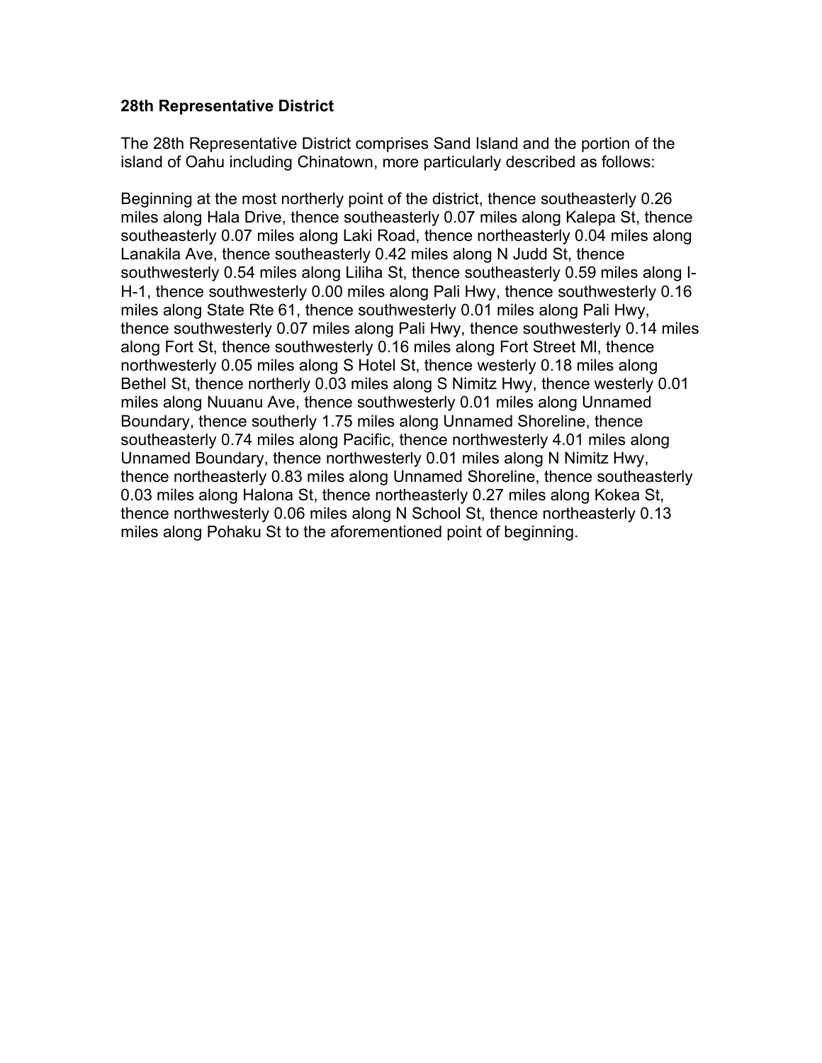**28th Representative District**

The 28th Representative District comprises Sand Island and the portion of the island of Oahu including Chinatown, more particularly described as follows:

Beginning at the most northerly point of the district, thence southeasterly 0.26 miles along Hala Drive, thence southeasterly 0.07 miles along Kalepa St, thence southeasterly 0.07 miles along Laki Road, thence northeasterly 0.04 miles along Lanakila Ave, thence southeasterly 0.42 miles along N Judd St, thence southwesterly 0.54 miles along Liliha St, thence southeasterly 0.59 miles along I-H-1, thence southwesterly 0.00 miles along Pali Hwy, thence southwesterly 0.16 miles along State Rte 61, thence southwesterly 0.01 miles along Pali Hwy, thence southwesterly 0.07 miles along Pali Hwy, thence southwesterly 0.14 miles along Fort St, thence southwesterly 0.16 miles along Fort Street Ml, thence northwesterly 0.05 miles along S Hotel St, thence westerly 0.18 miles along Bethel St, thence northerly 0.03 miles along S Nimitz Hwy, thence westerly 0.01 miles along Nuuanu Ave, thence southwesterly 0.01 miles along Unnamed Boundary, thence southerly 1.75 miles along Unnamed Shoreline, thence southeasterly 0.74 miles along Pacific, thence northwesterly 4.01 miles along Unnamed Boundary, thence northwesterly 0.01 miles along N Nimitz Hwy, thence northeasterly 0.83 miles along Unnamed Shoreline, thence southeasterly 0.03 miles along Halona St, thence northeasterly 0.27 miles along Kokea St, thence northwesterly 0.06 miles along N School St, thence northeasterly 0.13 miles along Pohaku St to the aforementioned point of beginning.